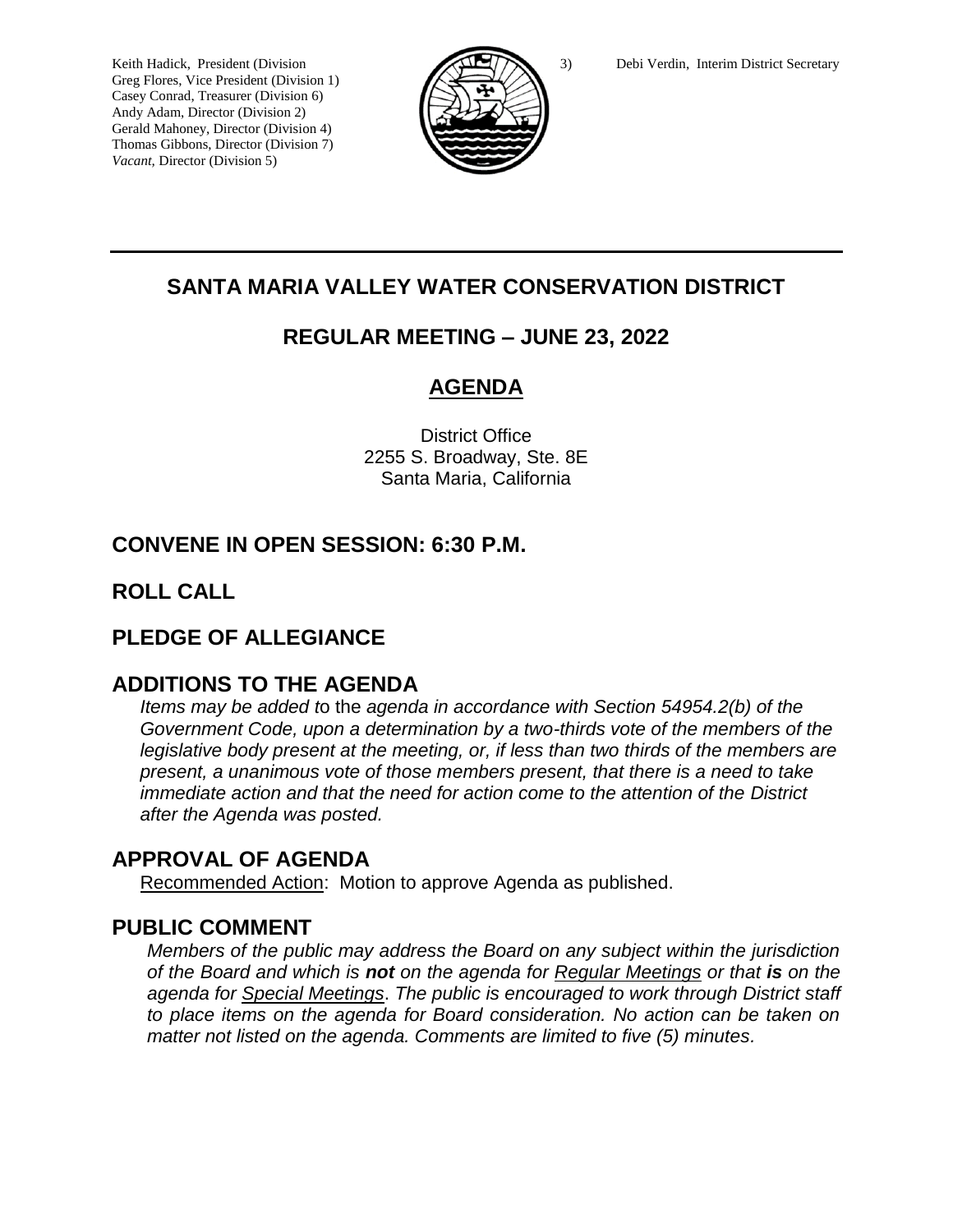Keith Hadick, President (Division 3)
Greg Flores, Vice President (Division 1)
Casey Conrad, Treasurer (Division 6)
Andy Adam, Director (Division 2)
Gerald Mahoney, Director (Division 4)
Thomas Gibbons, Director (Division 7)
*Vacant,* Director (Division 5)

Debi Verdin, Interim District Secretary

# SANTA MARIA VALLEY WATER CONSERVATION DISTRICT

## REGULAR MEETING – JUNE 23, 2022

## AGENDA

District Office
2255 S. Broadway, Ste. 8E
Santa Maria, California

## CONVENE IN OPEN SESSION: 6:30 P.M.

## ROLL CALL

## PLEDGE OF ALLEGIANCE

## ADDITIONS TO THE AGENDA

*Items may be added to the agenda in accordance with Section 54954.2(b) of the Government Code, upon a determination by a two-thirds vote of the members of the legislative body present at the meeting, or, if less than two thirds of the members are present, a unanimous vote of those members present, that there is a need to take immediate action and that the need for action come to the attention of the District after the Agenda was posted.*

## APPROVAL OF AGENDA

Recommended Action: Motion to approve Agenda as published.

## PUBLIC COMMENT

*Members of the public may address the Board on any subject within the jurisdiction of the Board and which is **not** on the agenda for Regular Meetings or that **is** on the agenda for Special Meetings. The public is encouraged to work through District staff to place items on the agenda for Board consideration. No action can be taken on matter not listed on the agenda. Comments are limited to five (5) minutes.*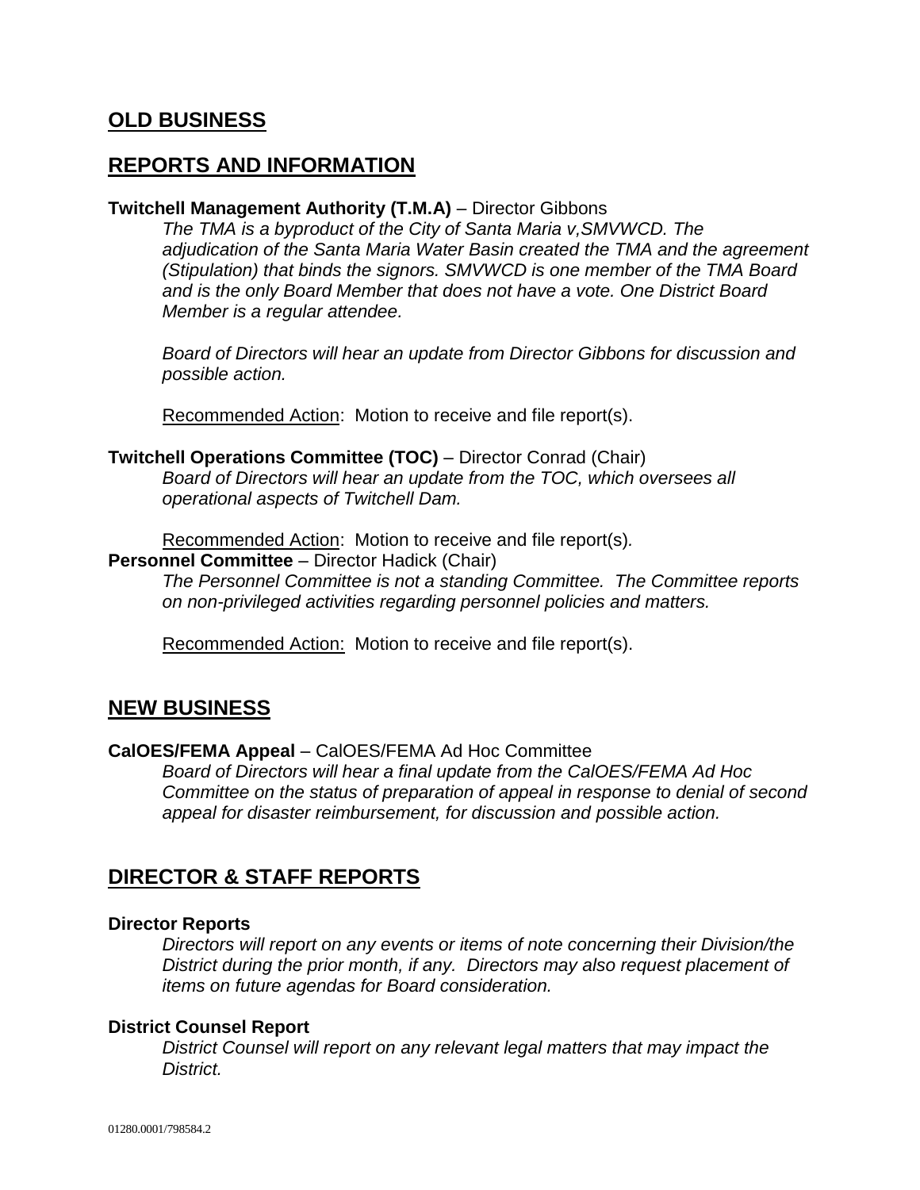## OLD BUSINESS

## REPORTS AND INFORMATION

**Twitchell Management Authority (T.M.A)** – Director Gibbons

*The TMA is a byproduct of the City of Santa Maria v,SMVWCD. The adjudication of the Santa Maria Water Basin created the TMA and the agreement (Stipulation) that binds the signors. SMVWCD is one member of the TMA Board and is the only Board Member that does not have a vote. One District Board Member is a regular attendee.*

*Board of Directors will hear an update from Director Gibbons for discussion and possible action.*

Recommended Action: Motion to receive and file report(s).

**Twitchell Operations Committee (TOC)** – Director Conrad (Chair)

*Board of Directors will hear an update from the TOC, which oversees all operational aspects of Twitchell Dam.*

Recommended Action: Motion to receive and file report(s).

**Personnel Committee** – Director Hadick (Chair)

*The Personnel Committee is not a standing Committee. The Committee reports on non-privileged activities regarding personnel policies and matters.*

Recommended Action: Motion to receive and file report(s).

## NEW BUSINESS

**CalOES/FEMA Appeal** – CalOES/FEMA Ad Hoc Committee

*Board of Directors will hear a final update from the CalOES/FEMA Ad Hoc Committee on the status of preparation of appeal in response to denial of second appeal for disaster reimbursement, for discussion and possible action.*

## DIRECTOR & STAFF REPORTS

**Director Reports**

*Directors will report on any events or items of note concerning their Division/the District during the prior month, if any. Directors may also request placement of items on future agendas for Board consideration.*

**District Counsel Report**

*District Counsel will report on any relevant legal matters that may impact the District.*

01280.0001/798584.2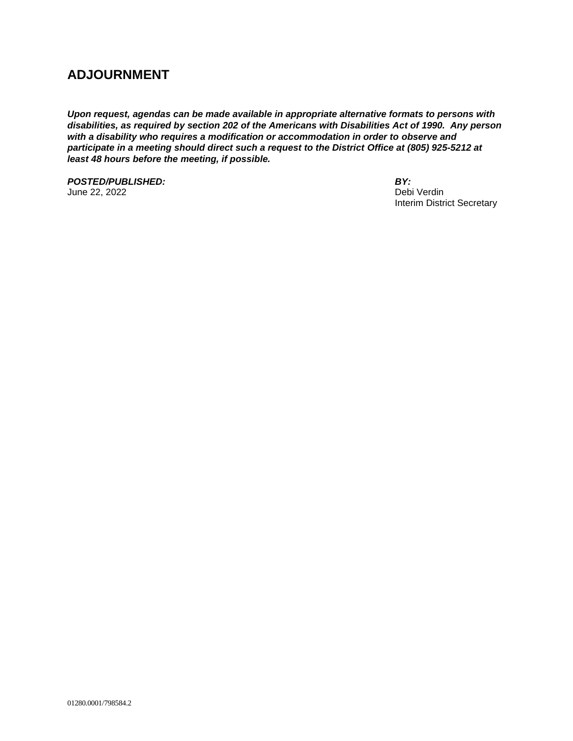## ADJOURNMENT

***Upon request, agendas can be made available in appropriate alternative formats to persons with disabilities, as required by section 202 of the Americans with Disabilities Act of 1990. Any person with a disability who requires a modification or accommodation in order to observe and participate in a meeting should direct such a request to the District Office at (805) 925-5212 at least 48 hours before the meeting, if possible.***

***POSTED/PUBLISHED:***
June 22, 2022

***BY:***
Debi Verdin
Interim District Secretary

01280.0001/798584.2